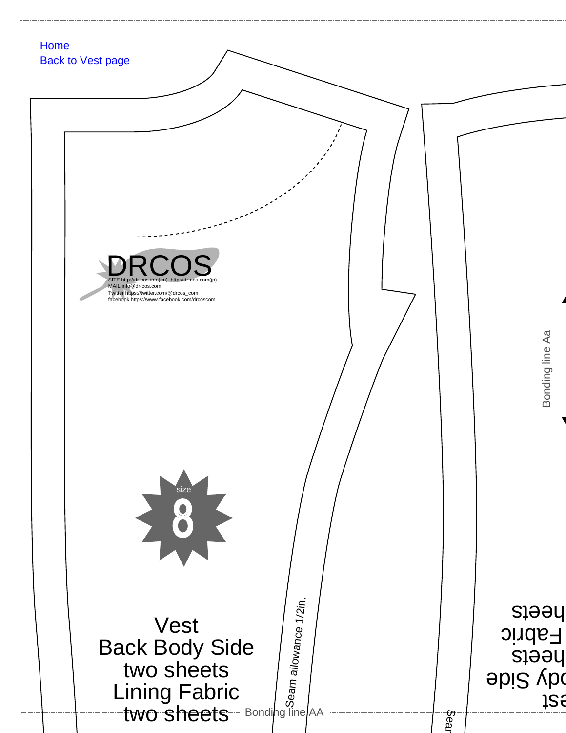Home
Back to Vest page

DRCOS
SITE http://dr-cos.info(en) http://dr-cos.com(jp)
MAIL info@dr-cos.com
Twitter https://twitter.com/@drcos_com
facebook https://www.facebook.com/drcoscom

size
8

Vest
Back Body Side
two sheets
Lining Fabric
two sheets

Seam allowance 1/2in.

Bonding line AA

Bonding line Aa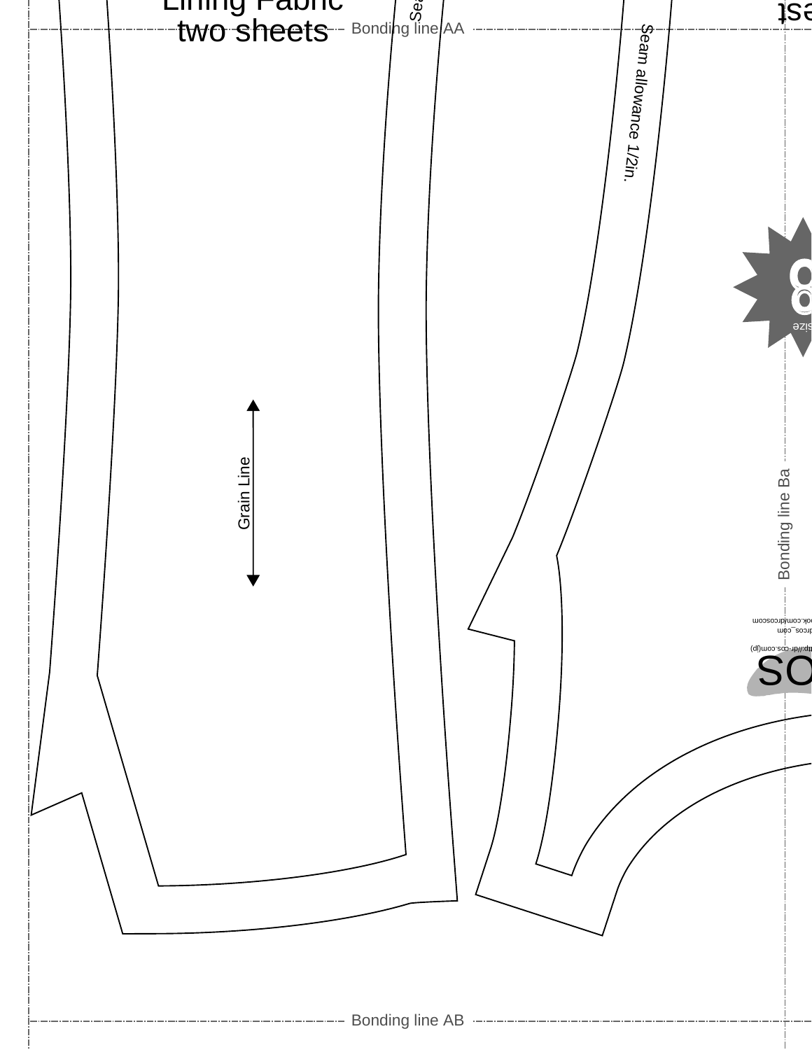Lining Fabric
two sheets

Bonding line AA

Seam allowance 1/2in.

Grain Line

Bonding line Ba

Bonding line AB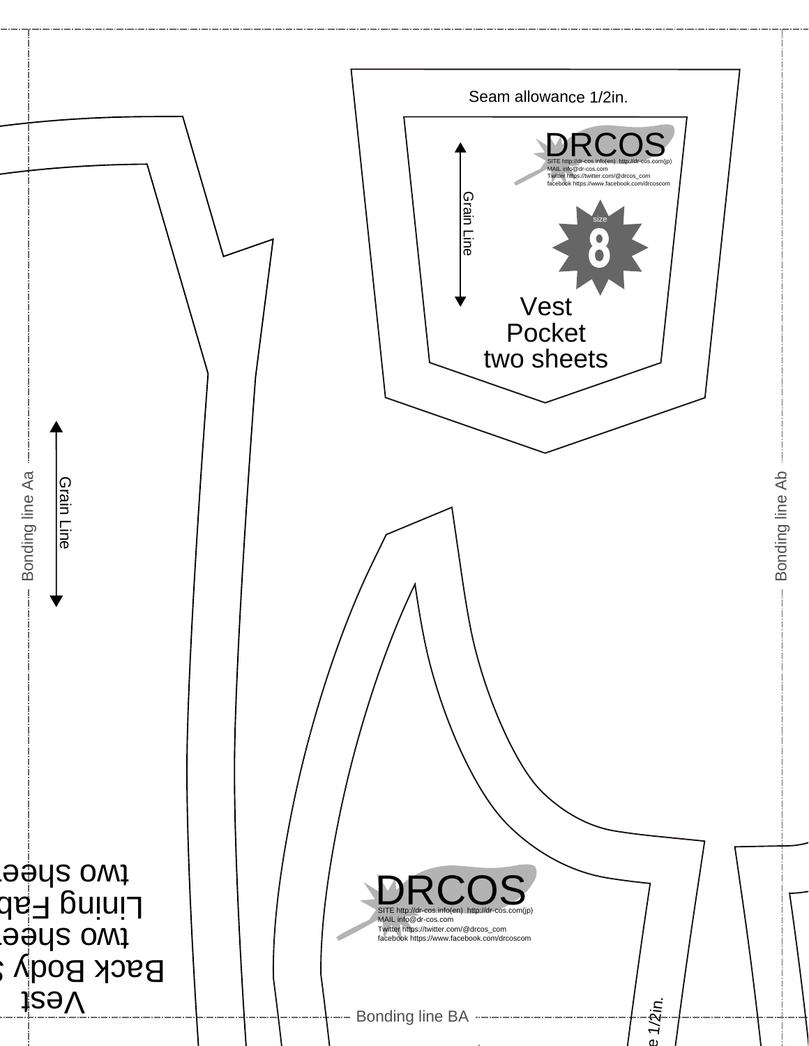Seam allowance 1/2in.

DRCOS

SITE http://dr-cos.info(en) http://dr-cos.com(jp)
MAIL info@dr-cos.com
Twitter https://twitter.com/@drcos_com
facebook https://www.facebook.com/drcoscom

Grain Line

size

8

Vest
Pocket
two sheets

Bonding line Aa

Grain Line

Bonding line Ab

Vest
Back Body
two sheet
Lining Fab
two sheet

DRCOS

SITE http://dr-cos.info(en) http://dr-cos.com(jp)
MAIL info@dr-cos.com
Twitter https://twitter.com/@drcos_com
facebook https://www.facebook.com/drcoscom

Bonding line BA

e 1/2in.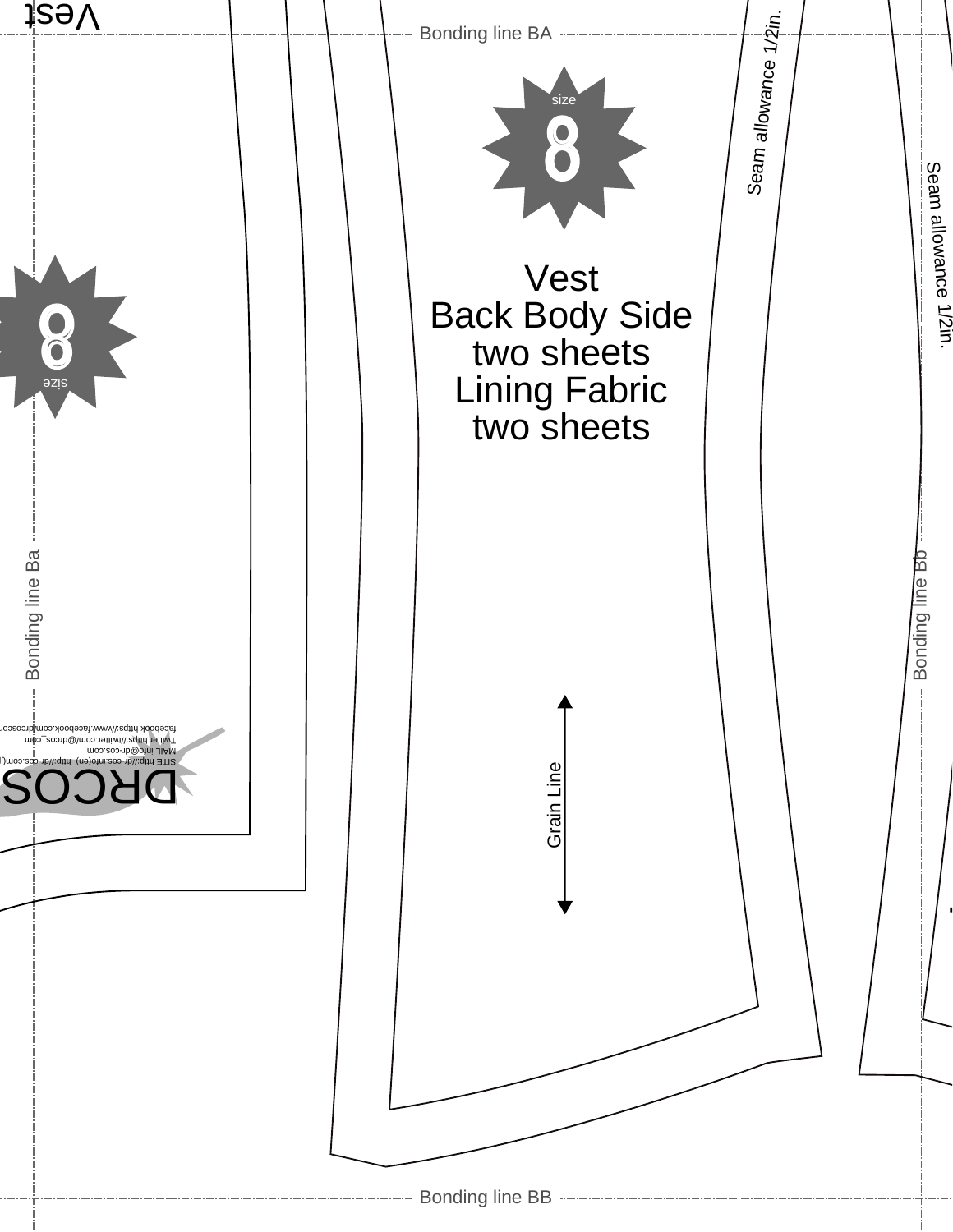Vest

Bonding line BA

Seam allowance 1/2in.

size 8

# Vest
Back Body Side
two sheets
Lining Fabric
two sheets

Seam allowance 1/2in.

size 8

Bonding line Ba

Bonding line Bb

DRCOS

SITE http://dr-cos.info(en) http://dr-cos.com(j

MAIL info@dr-cos.com

Twitter https://twitter.com/@drcos_com

facebook https://www.facebook.com/drcoscom

Grain Line

Bonding line BB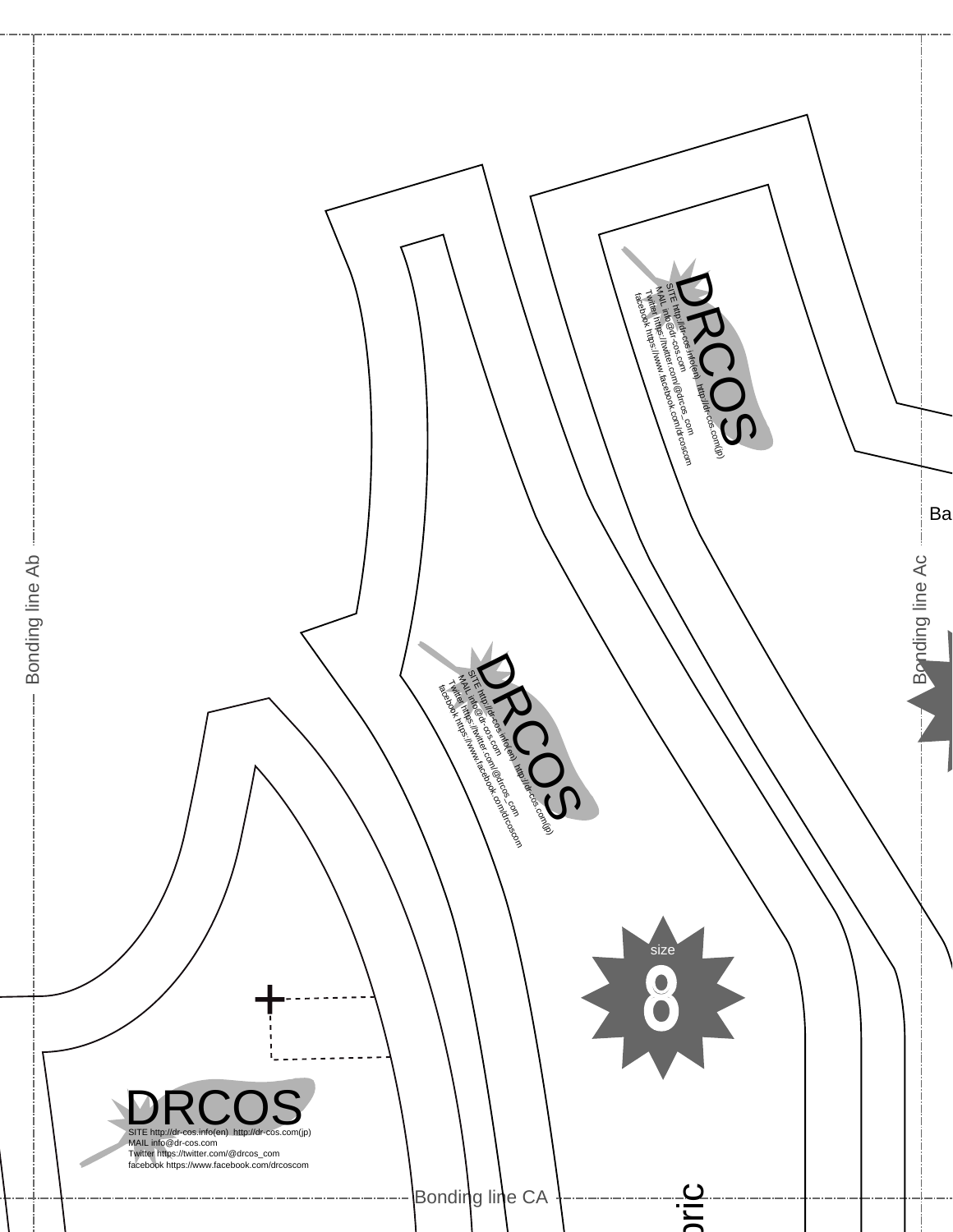Bonding line Ab

Bonding line Ac

Bonding line CA

Ba

DRCOS

SITE http://dr-cos.info(en) http://dr-cos.com(jp)
MAIL info@dr-cos.com
Twitter https://twitter.com/@drcos_com
facebook https://www.facebook.com/drcoscom

DRCOS

SITE http://dr-cos.info(en) http://dr-cos.com(jp)
MAIL info@dr-cos.com
Twitter https://twitter.com/@drcos_com
facebook https://www.facebook.com/drcoscom

DRCOS

SITE http://dr-cos.info(en) http://dr-cos.com(jp)
MAIL info@dr-cos.com
Twitter https://twitter.com/@drcos_com
facebook https://www.facebook.com/drcoscom

size
8

bric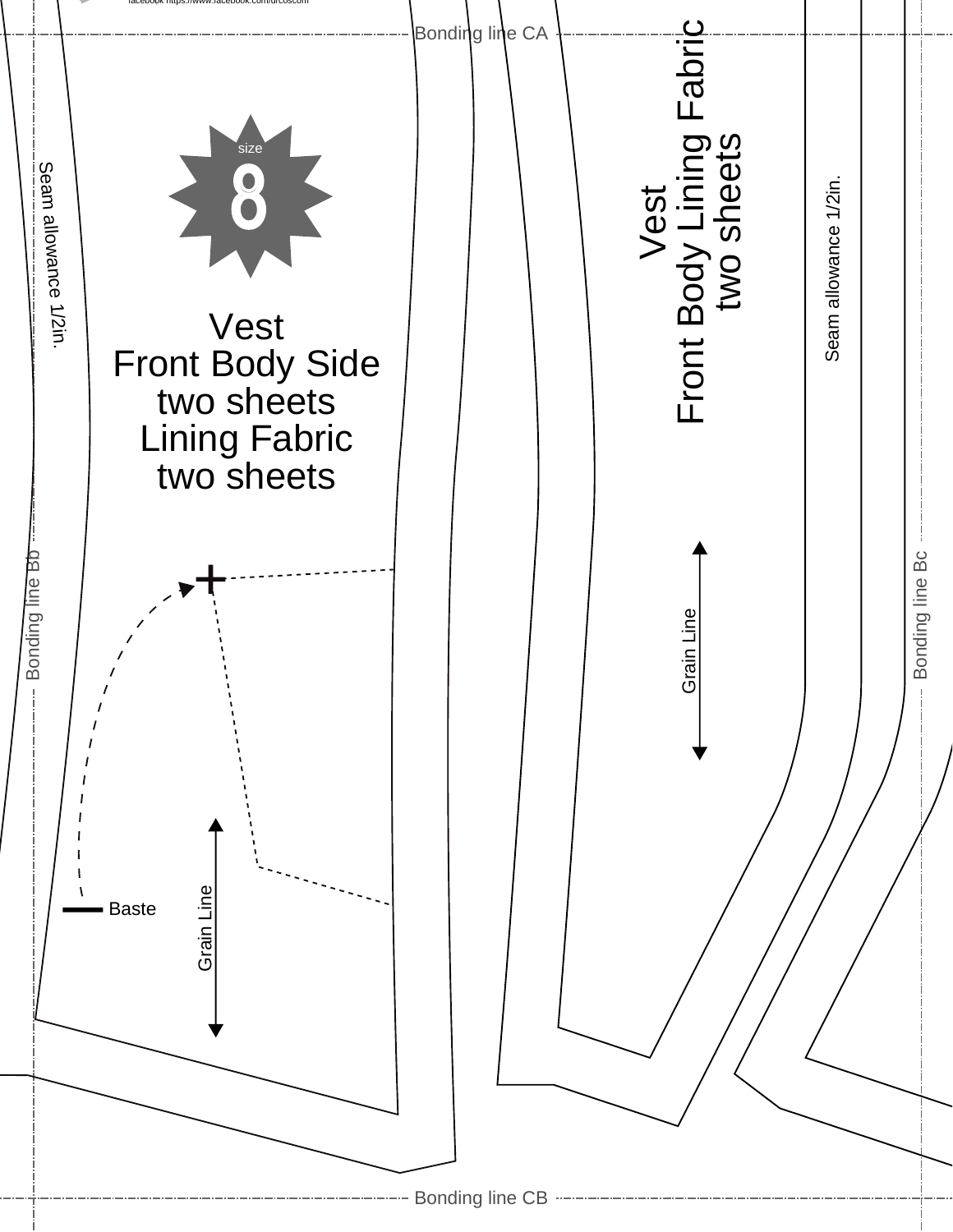facebook https://www.facebook.com/drcoscom

Bonding line CA

size

8

Seam allowance 1/2in.

Vest
Front Body Side
two sheets
Lining Fabric
two sheets

Vest
Front Body Lining Fabric
two sheets

Seam allowance 1/2in.

Bonding line Bb

Grain Line

Bonding line Bc

Baste

Grain Line

Bonding line CB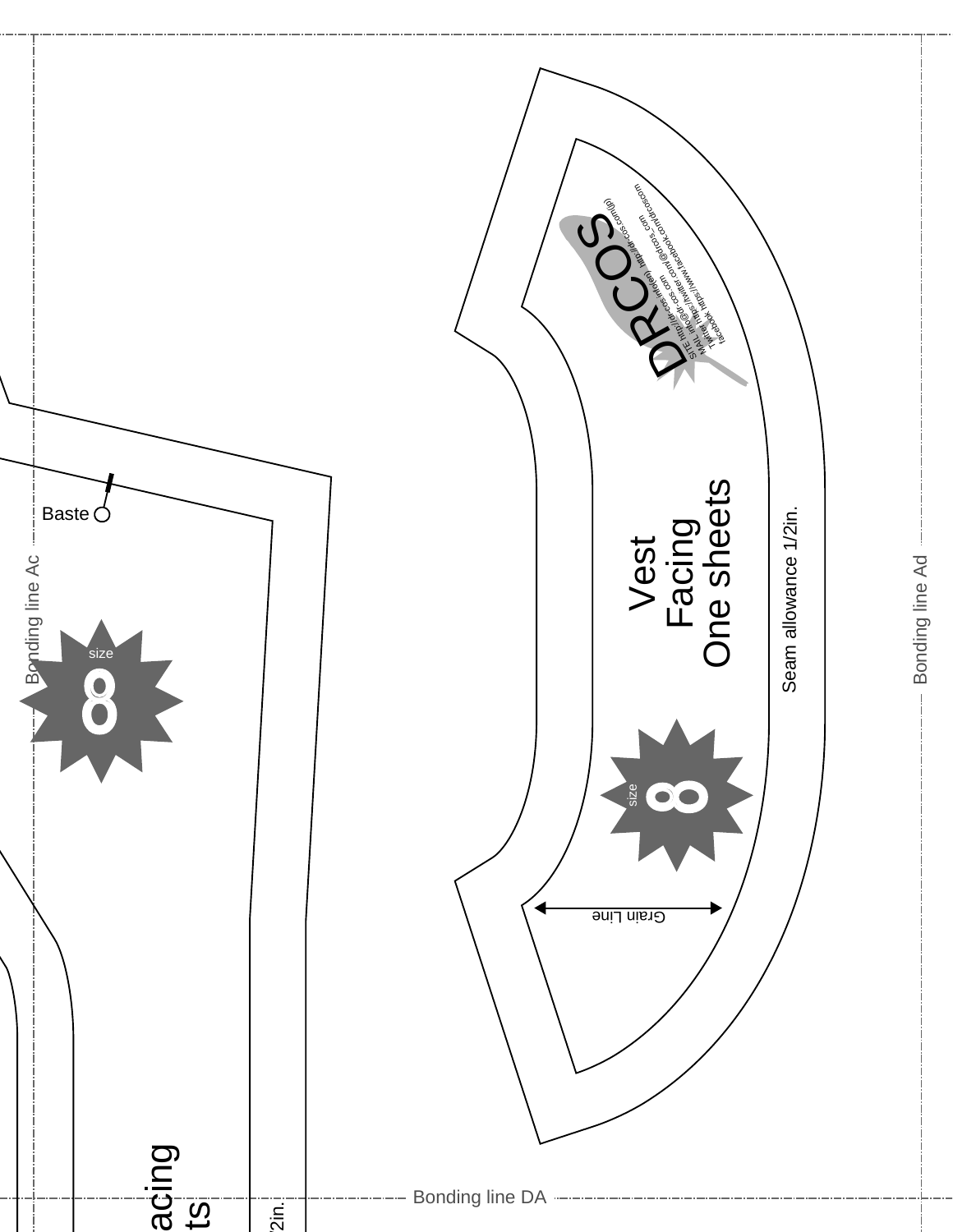Bonding line Ac

Bonding line Ad

Bonding line DA

Baste

size 8

Vest
Facing
One sheets

Seam allowance 1/2in.

size 8

Grain Line

DRCOS

SITE http://dr-cos.info(en) http://dr-cos.com(jp)
MAIL info@dr-cos.com
Twitter https://twitter.com/@drcos_com
facebook https://www.facebook.com/drcoscom

acing
ts

/2in.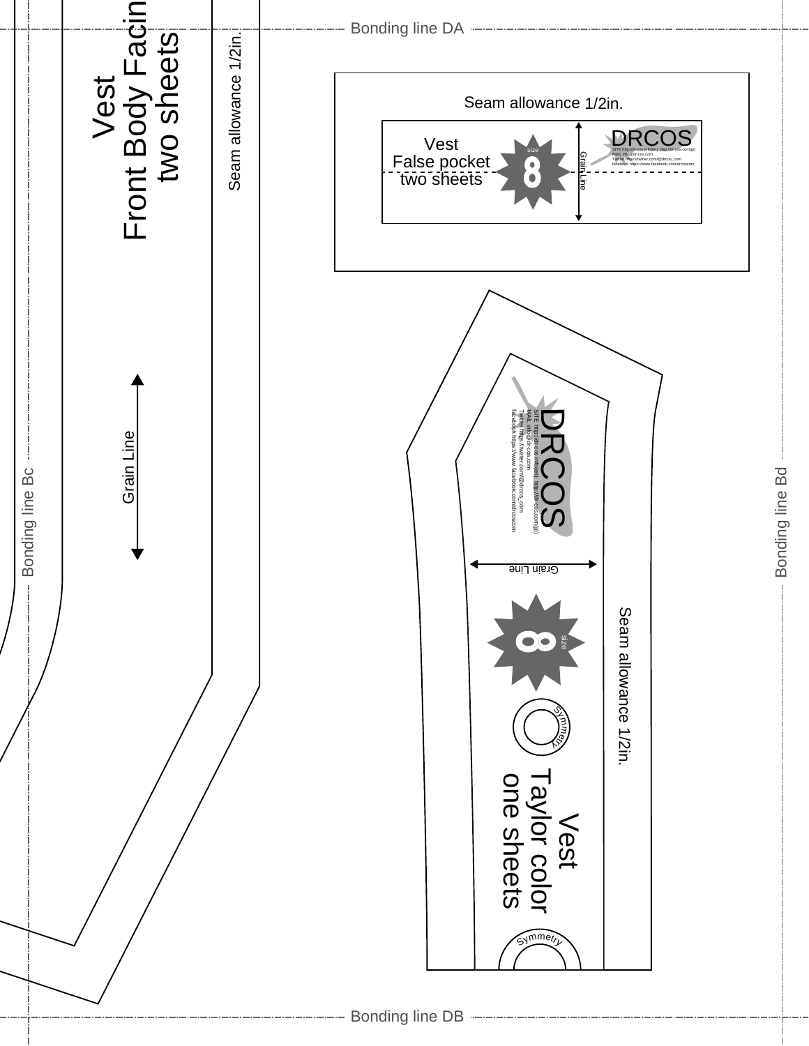Bonding line DA

Vest
Front Body Facin
two sheets

Seam allowance 1/2in.

Grain Line

Seam allowance 1/2in.

Vest
False pocket
two sheets

size
8

Grain Line

DRCOS
SITE http://dr-cos.info(en) http://dr-cos.com(jp)
MAIL info@dr-cos.com
Twitter https://twitter.com/@drcos_com
facebook https://www.facebook.com/drcoscom

DRCOS
SITE http://dr-cos.info(en) http://dr-cos.com(jp)
MAIL info@dr-cos.com
Twitter https://twitter.com/@drcos_com
facebook https://www.facebook.com/drcoscom

Grain Line

size
8

Symmetry

Seam allowance 1/2in.

Vest
Taylor color
one sheets

Symmetry

Bonding line Bc

Bonding line Bd

Bonding line DB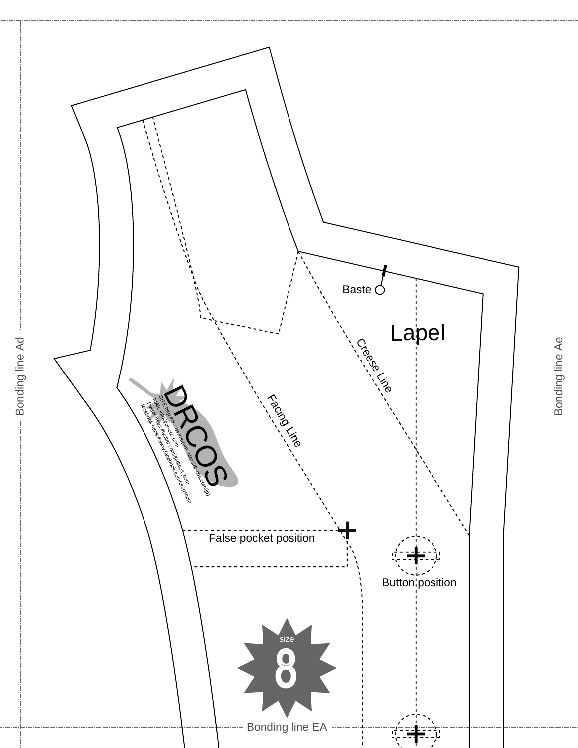Bonding line Ad

Bonding line Ae

Baste

Lapel

Creese Line

Facing Line

DRCOS

SITE http://dr-cos.info(en) http://dr-cos.com(jp)
MAIL info@dr-cos.com
Twitter https://twitter.com/@drcos_com
facebook https://www.facebook.com/drcoscom

False pocket position

Button position

size 8

Bonding line EA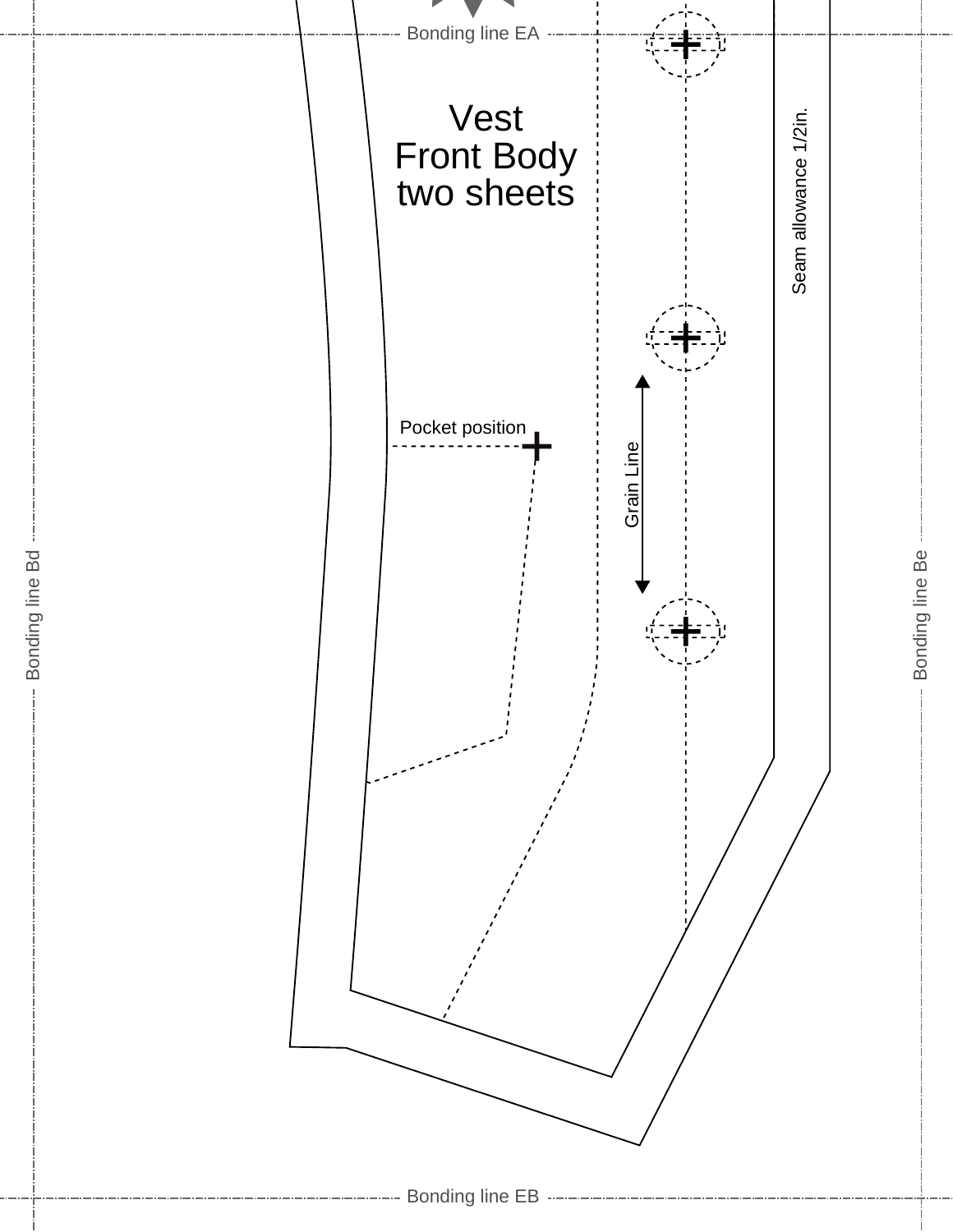Bonding line EA

# Vest
# Front Body
# two sheets

Seam allowance 1/2in.

Pocket position

Grain Line

Bonding line Bd

Bonding line Be

Bonding line EB